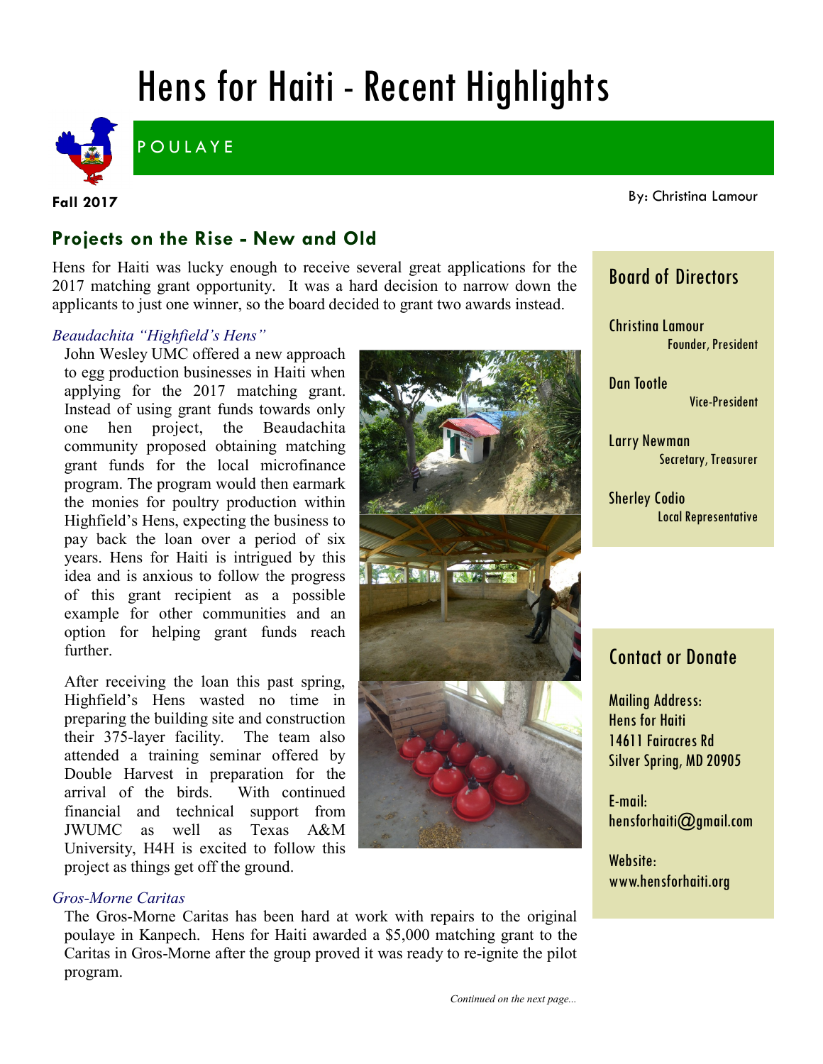# Hens for Haiti - Recent Highlights

POULAYE

**Fall 2017**

By: Christina Lamour

## Projects on the Rise - New and Old

Hens for Haiti was lucky enough to receive several great applications for the 2017 matching grant opportunity. It was a hard decision to narrow down the applicants to just one winner, so the board decided to grant two awards instead.

### *Beaudachita "Highfield's Hens"*

John Wesley UMC offered a new approach to egg production businesses in Haiti when applying for the 2017 matching grant. Instead of using grant funds towards only one hen project, the Beaudachita community proposed obtaining matching grant funds for the local microfinance program. The program would then earmark the monies for poultry production within Highfield's Hens, expecting the business to pay back the loan over a period of six years. Hens for Haiti is intrigued by this idea and is anxious to follow the progress of this grant recipient as a possible example for other communities and an option for helping grant funds reach further.

After receiving the loan this past spring, Highfield's Hens wasted no time in preparing the building site and construction their 375-layer facility. The team also attended a training seminar offered by Double Harvest in preparation for the arrival of the birds. With continued financial and technical support from JWUMC as well as Texas A&M University, H4H is excited to follow this project as things get off the ground.

### *Gros-Morne Caritas*

The Gros-Morne Caritas has been hard at work with repairs to the original poulaye in Kanpech. Hens for Haiti awarded a $5,000 matching grant to the Caritas in Gros-Morne after the group proved it was ready to re-ignite the pilot program.

*Continued on the next page...*

## Board of Directors

Christina Lamour
Founder, President

Dan Tootle
Vice-President

Larry Newman
Secretary, Treasurer

Sherley Codio
Local Representative

## Contact or Donate

Mailing Address:
Hens for Haiti
14611 Fairacres Rd
Silver Spring, MD 20905

E-mail:
hensforhaiti@gmail.com

Website:
www.hensforhaiti.org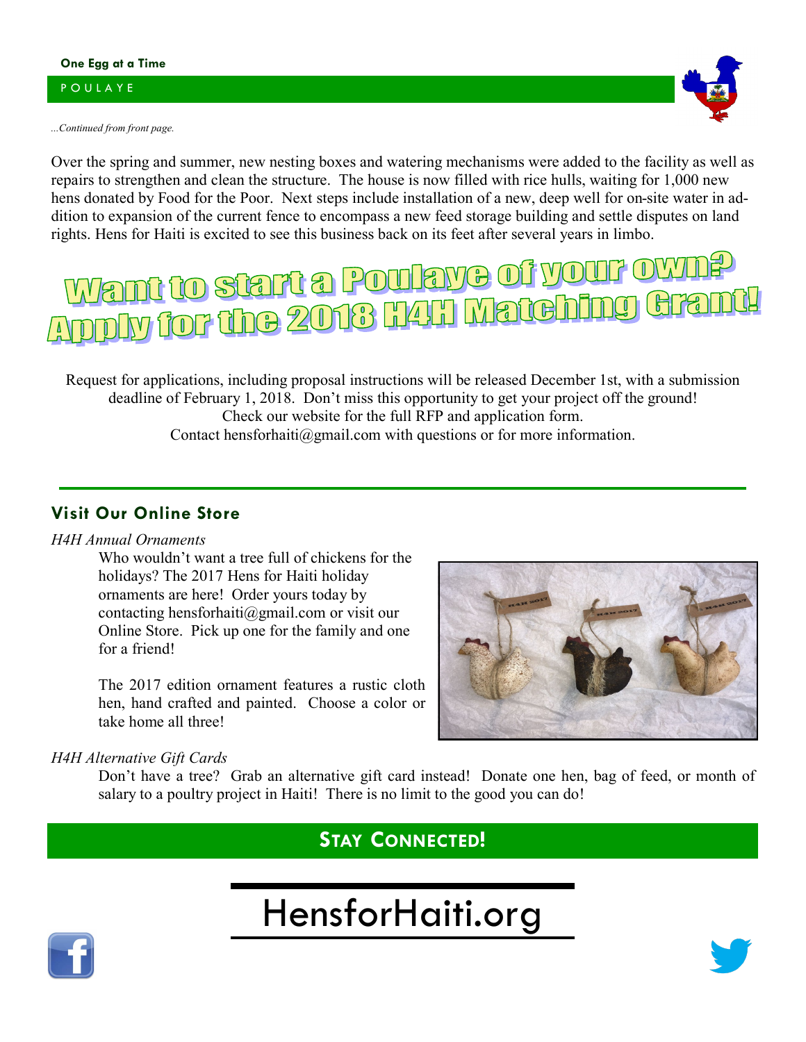## One Egg at a Time

POULAYE

*...Continued from front page.*

Over the spring and summer, new nesting boxes and watering mechanisms were added to the facility as well as repairs to strengthen and clean the structure. The house is now filled with rice hulls, waiting for 1,000 new hens donated by Food for the Poor. Next steps include installation of a new, deep well for on-site water in addition to expansion of the current fence to encompass a new feed storage building and settle disputes on land rights. Hens for Haiti is excited to see this business back on its feet after several years in limbo.

# Want to start a Poulaye of your own? Apply for the 2018 H4H Matching Grant!

Request for applications, including proposal instructions will be released December 1st, with a submission deadline of February 1, 2018. Don't miss this opportunity to get your project off the ground! Check our website for the full RFP and application form. Contact hensforhaiti@gmail.com with questions or for more information.

---

## Visit Our Online Store

*H4H Annual Ornaments*

Who wouldn't want a tree full of chickens for the holidays? The 2017 Hens for Haiti holiday ornaments are here! Order yours today by contacting hensforhaiti@gmail.com or visit our Online Store. Pick up one for the family and one for a friend!

The 2017 edition ornament features a rustic cloth hen, hand crafted and painted. Choose a color or take home all three!

*H4H Alternative Gift Cards*

Don't have a tree? Grab an alternative gift card instead! Donate one hen, bag of feed, or month of salary to a poultry project in Haiti! There is no limit to the good you can do!

## Stay Connected!

# HensforHaiti.org